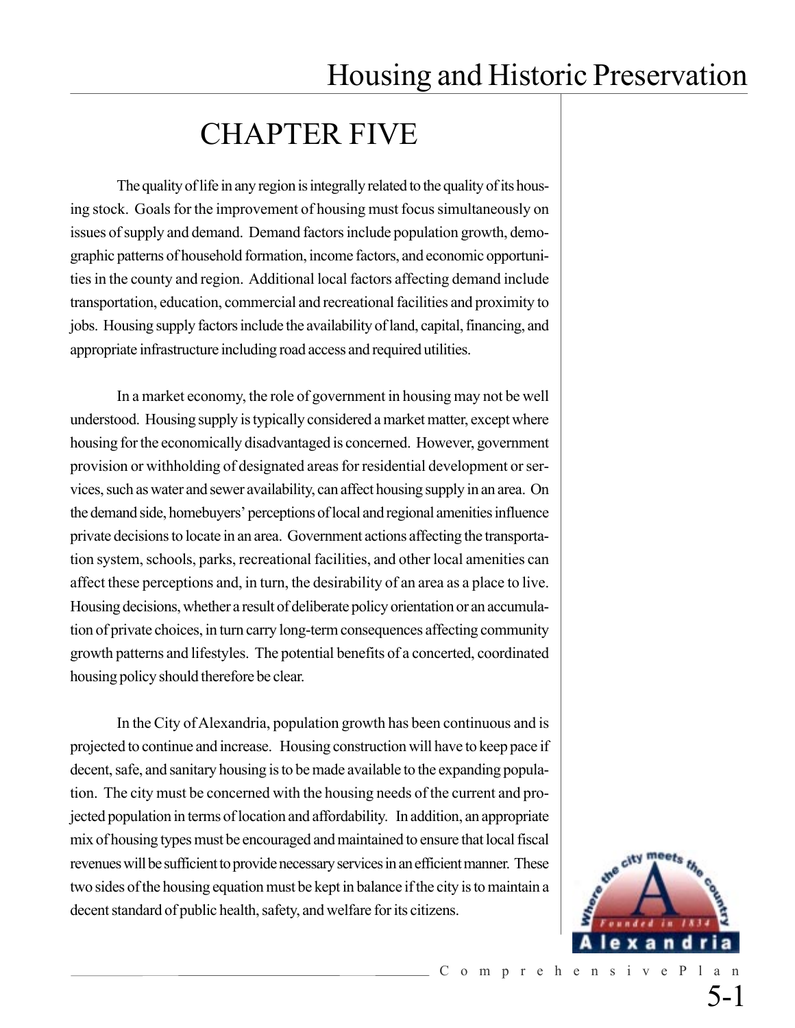# Housing and Historic Preservation

## CHAPTER FIVE

The quality of life in any region is integrally related to the quality of its housing stock. Goals for the improvement of housing must focus simultaneously on issues of supply and demand. Demand factors include population growth, demographic patterns of household formation, income factors, and economic opportunities in the county and region. Additional local factors affecting demand include transportation, education, commercial and recreational facilities and proximity to jobs. Housing supply factors include the availability of land, capital, financing, and appropriate infrastructure including road access and required utilities.

In a market economy, the role of government in housing may not be well understood. Housing supply is typically considered a market matter, except where housing for the economically disadvantaged is concerned. However, government provision or withholding of designated areas for residential development or services, such as water and sewer availability, can affect housing supply in an area. On the demand side, homebuyers' perceptions of local and regional amenities influence private decisions to locate in an area. Government actions affecting the transportation system, schools, parks, recreational facilities, and other local amenities can affect these perceptions and, in turn, the desirability of an area as a place to live. Housing decisions, whether a result of deliberate policy orientation or an accumulation of private choices, in turn carry long-term consequences affecting community growth patterns and lifestyles. The potential benefits of a concerted, coordinated housing policy should therefore be clear.

In the City of Alexandria, population growth has been continuous and is projected to continue and increase. Housing construction will have to keep pace if decent, safe, and sanitary housing is to be made available to the expanding population. The city must be concerned with the housing needs of the current and projected population in terms of location and affordability. In addition, an appropriate mix of housing types must be encouraged and maintained to ensure that local fiscal revenues will be sufficient to provide necessary services in an efficient manner. These two sides of the housing equation must be kept in balance if the city is to maintain a decent standard of public health, safety, and welfare for its citizens.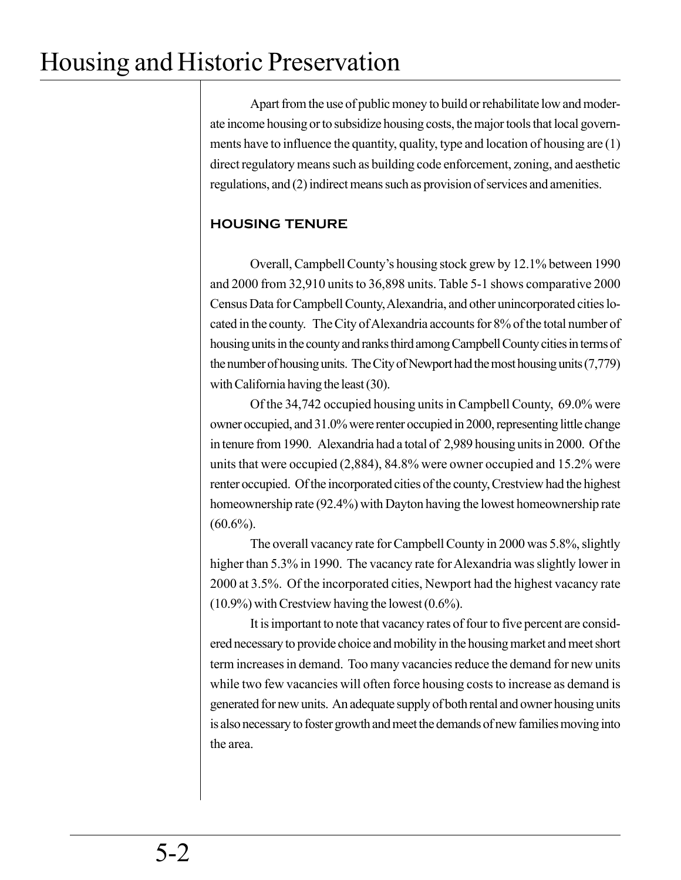Apart from the use of public money to build or rehabilitate low and moderate income housing or to subsidize housing costs, the major tools that local governments have to influence the quantity, quality, type and location of housing are (1) direct regulatory means such as building code enforcement, zoning, and aesthetic regulations, and (2) indirect means such as provision of services and amenities.

## HOUSING TENURE

Overall, Campbell County's housing stock grew by 12.1% between 1990 and 2000 from 32,910 units to 36,898 units. Table 5-1 shows comparative 2000 Census Data for Campbell County, Alexandria, and other unincorporated cities located in the county. The City of Alexandria accounts for 8% of the total number of housing units in the county and ranks third among Campbell County cities in terms of the number of housing units. The City of Newport had the most housing units (7,779) with California having the least (30).

Of the 34,742 occupied housing units in Campbell County, 69.0% were owner occupied, and 31.0% were renter occupied in 2000, representing little change in tenure from 1990. Alexandria had a total of 2,989 housing units in 2000. Of the units that were occupied (2,884), 84.8% were owner occupied and 15.2% were renter occupied. Of the incorporated cities of the county, Crestview had the highest homeownership rate (92.4%) with Dayton having the lowest homeownership rate (60.6%).

The overall vacancy rate for Campbell County in 2000 was 5.8%, slightly higher than 5.3% in 1990. The vacancy rate for Alexandria was slightly lower in 2000 at 3.5%. Of the incorporated cities, Newport had the highest vacancy rate (10.9%) with Crestview having the lowest (0.6%).

It is important to note that vacancy rates of four to five percent are considered necessary to provide choice and mobility in the housing market and meet short term increases in demand. Too many vacancies reduce the demand for new units while two few vacancies will often force housing costs to increase as demand is generated for new units. An adequate supply of both rental and owner housing units is also necessary to foster growth and meet the demands of new families moving into the area.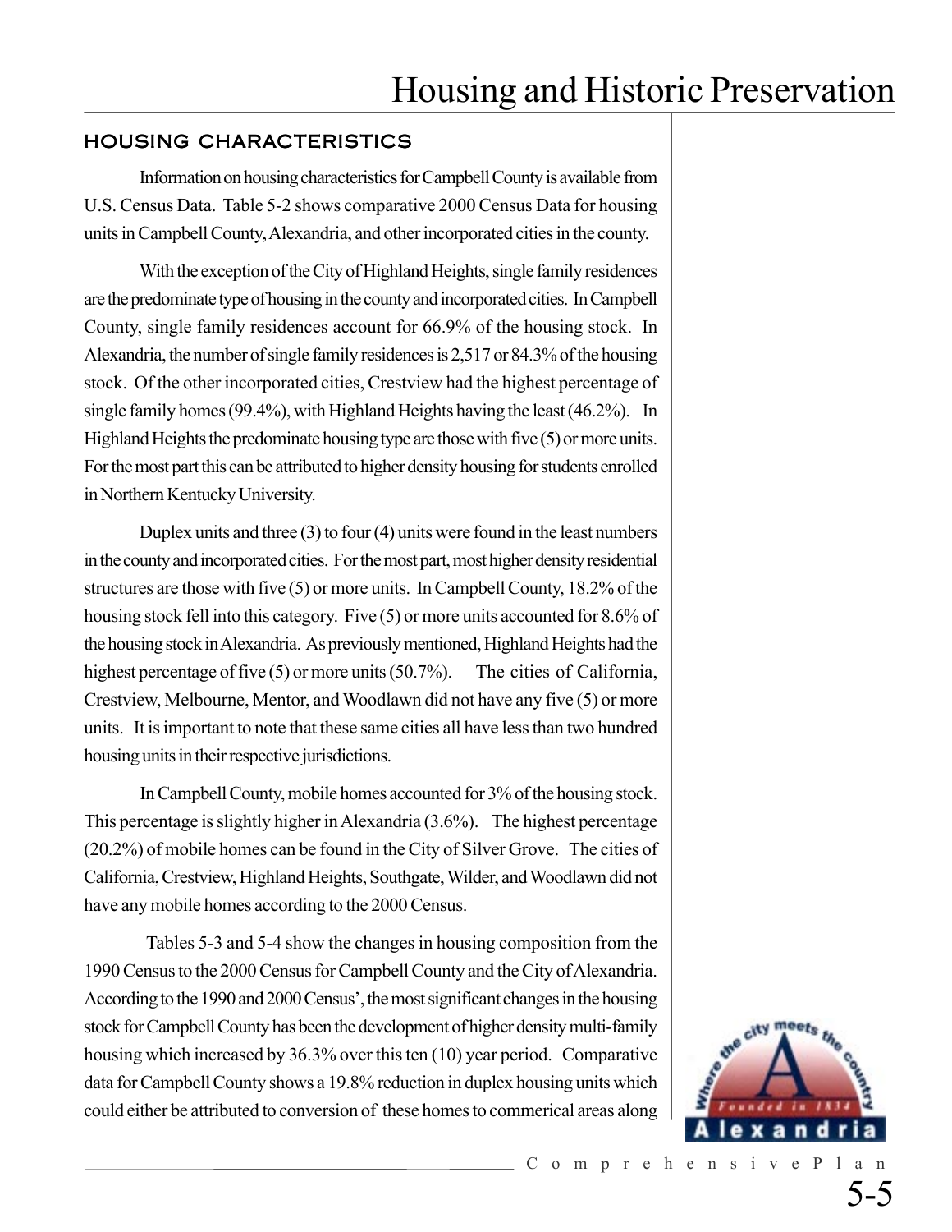## HOUSING CHARACTERISTICS

Information on housing characteristics for Campbell County is available from U.S. Census Data. Table 5-2 shows comparative 2000 Census Data for housing units in Campbell County, Alexandria, and other incorporated cities in the county.

With the exception of the City of Highland Heights, single family residences are the predominate type of housing in the county and incorporated cities. In Campbell County, single family residences account for 66.9% of the housing stock. In Alexandria, the number of single family residences is 2,517 or 84.3% of the housing stock. Of the other incorporated cities, Crestview had the highest percentage of single family homes (99.4%), with Highland Heights having the least (46.2%). In Highland Heights the predominate housing type are those with five (5) or more units. For the most part this can be attributed to higher density housing for students enrolled in Northern Kentucky University.

Duplex units and three (3) to four (4) units were found in the least numbers in the county and incorporated cities. For the most part, most higher density residential structures are those with five (5) or more units. In Campbell County, 18.2% of the housing stock fell into this category. Five (5) or more units accounted for 8.6% of the housing stock in Alexandria. As previously mentioned, Highland Heights had the highest percentage of five (5) or more units (50.7%). The cities of California, Crestview, Melbourne, Mentor, and Woodlawn did not have any five (5) or more units. It is important to note that these same cities all have less than two hundred housing units in their respective jurisdictions.

In Campbell County, mobile homes accounted for 3% of the housing stock. This percentage is slightly higher in Alexandria (3.6%). The highest percentage (20.2%) of mobile homes can be found in the City of Silver Grove. The cities of California, Crestview, Highland Heights, Southgate, Wilder, and Woodlawn did not have any mobile homes according to the 2000 Census.

Tables 5-3 and 5-4 show the changes in housing composition from the 1990 Census to the 2000 Census for Campbell County and the City of Alexandria. According to the 1990 and 2000 Census', the most significant changes in the housing stock for Campbell County has been the development of higher density multi-family housing which increased by 36.3% over this ten (10) year period. Comparative data for Campbell County shows a 19.8% reduction in duplex housing units which could either be attributed to conversion of these homes to commerical areas along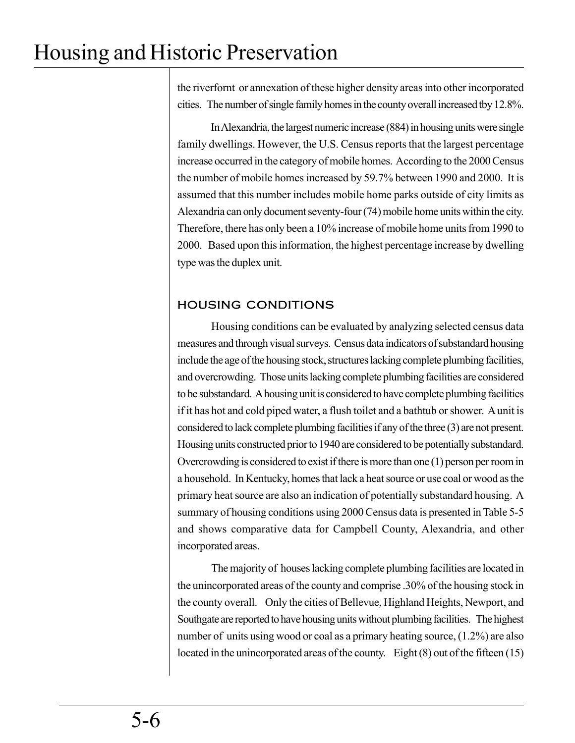the riverfornt or annexation of these higher density areas into other incorporated cities. The number of single family homes in the county overall increased tby 12.8%.

In Alexandria, the largest numeric increase (884) in housing units were single family dwellings. However, the U.S. Census reports that the largest percentage increase occurred in the category of mobile homes. According to the 2000 Census the number of mobile homes increased by 59.7% between 1990 and 2000. It is assumed that this number includes mobile home parks outside of city limits as Alexandria can only document seventy-four (74) mobile home units within the city. Therefore, there has only been a 10% increase of mobile home units from 1990 to 2000. Based upon this information, the highest percentage increase by dwelling type was the duplex unit.

## HOUSING CONDITIONS

Housing conditions can be evaluated by analyzing selected census data measures and through visual surveys. Census data indicators of substandard housing include the age of the housing stock, structures lacking complete plumbing facilities, and overcrowding. Those units lacking complete plumbing facilities are considered to be substandard. A housing unit is considered to have complete plumbing facilities if it has hot and cold piped water, a flush toilet and a bathtub or shower. A unit is considered to lack complete plumbing facilities if any of the three (3) are not present. Housing units constructed prior to 1940 are considered to be potentially substandard. Overcrowding is considered to exist if there is more than one (1) person per room in a household. In Kentucky, homes that lack a heat source or use coal or wood as the primary heat source are also an indication of potentially substandard housing. A summary of housing conditions using 2000 Census data is presented in Table 5-5 and shows comparative data for Campbell County, Alexandria, and other incorporated areas.

The majority of houses lacking complete plumbing facilities are located in the unincorporated areas of the county and comprise .30% of the housing stock in the county overall. Only the cities of Bellevue, Highland Heights, Newport, and Southgate are reported to have housing units without plumbing facilities. The highest number of units using wood or coal as a primary heating source, (1.2%) are also located in the unincorporated areas of the county. Eight (8) out of the fifteen (15)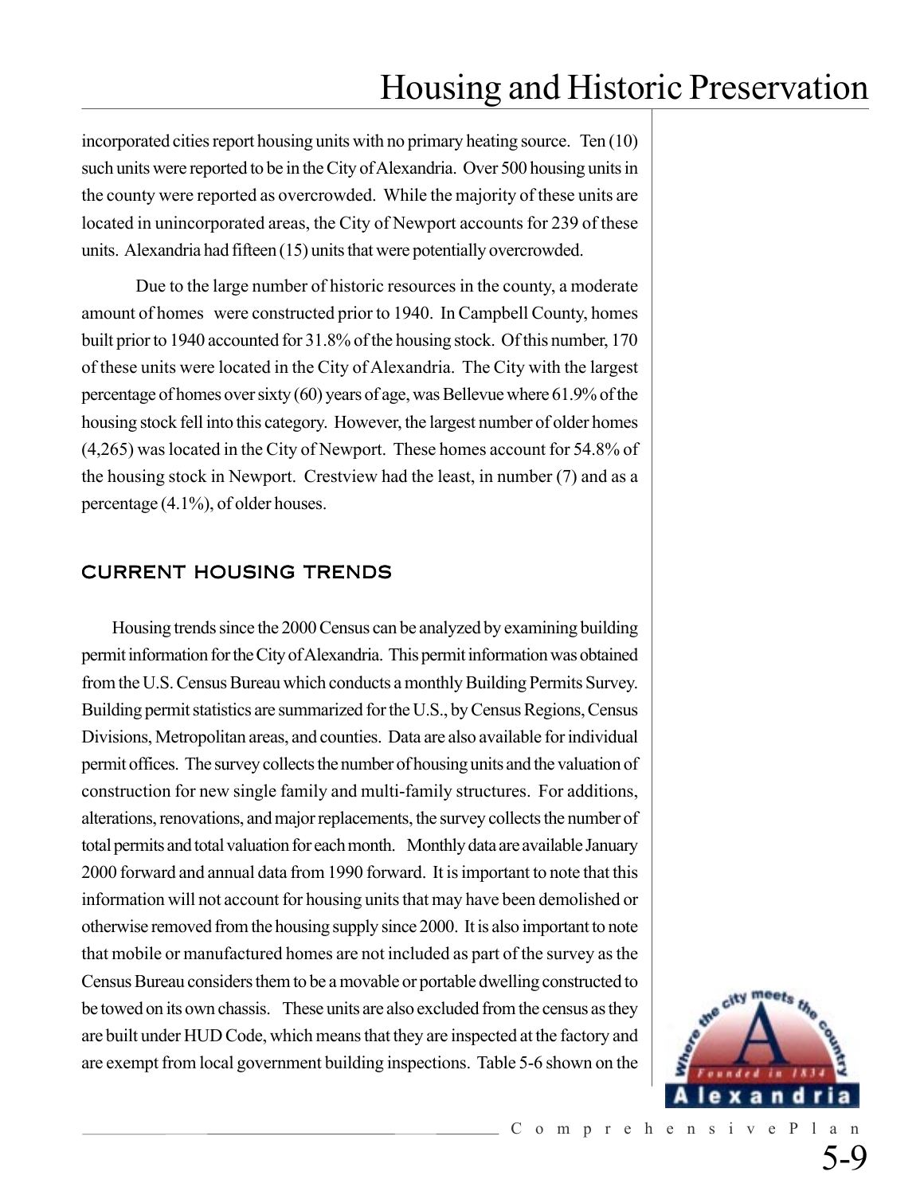incorporated cities report housing units with no primary heating source. Ten (10) such units were reported to be in the City of Alexandria. Over 500 housing units in the county were reported as overcrowded. While the majority of these units are located in unincorporated areas, the City of Newport accounts for 239 of these units. Alexandria had fifteen (15) units that were potentially overcrowded.

Due to the large number of historic resources in the county, a moderate amount of homes were constructed prior to 1940. In Campbell County, homes built prior to 1940 accounted for 31.8% of the housing stock. Of this number, 170 of these units were located in the City of Alexandria. The City with the largest percentage of homes over sixty (60) years of age, was Bellevue where 61.9% of the housing stock fell into this category. However, the largest number of older homes (4,265) was located in the City of Newport. These homes account for 54.8% of the housing stock in Newport. Crestview had the least, in number (7) and as a percentage (4.1%), of older houses.

## CURRENT HOUSING TRENDS

Housing trends since the 2000 Census can be analyzed by examining building permit information for the City of Alexandria. This permit information was obtained from the U.S. Census Bureau which conducts a monthly Building Permits Survey. Building permit statistics are summarized for the U.S., by Census Regions, Census Divisions, Metropolitan areas, and counties. Data are also available for individual permit offices. The survey collects the number of housing units and the valuation of construction for new single family and multi-family structures. For additions, alterations, renovations, and major replacements, the survey collects the number of total permits and total valuation for each month. Monthly data are available January 2000 forward and annual data from 1990 forward. It is important to note that this information will not account for housing units that may have been demolished or otherwise removed from the housing supply since 2000. It is also important to note that mobile or manufactured homes are not included as part of the survey as the Census Bureau considers them to be a movable or portable dwelling constructed to be towed on its own chassis. These units are also excluded from the census as they are built under HUD Code, which means that they are inspected at the factory and are exempt from local government building inspections. Table 5-6 shown on the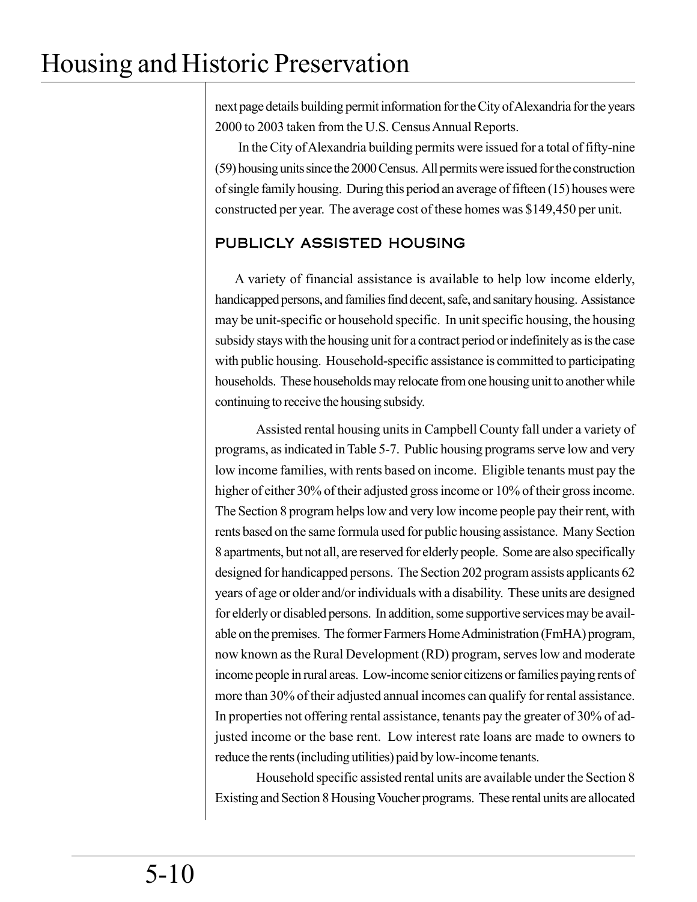next page details building permit information for the City of Alexandria for the years 2000 to 2003 taken from the U.S. Census Annual Reports.

In the City of Alexandria building permits were issued for a total of fifty-nine (59) housing units since the 2000 Census. All permits were issued for the construction of single family housing. During this period an average of fifteen (15) houses were constructed per year. The average cost of these homes was $149,450 per unit.

## PUBLICLY ASSISTED HOUSING

A variety of financial assistance is available to help low income elderly, handicapped persons, and families find decent, safe, and sanitary housing. Assistance may be unit-specific or household specific. In unit specific housing, the housing subsidy stays with the housing unit for a contract period or indefinitely as is the case with public housing. Household-specific assistance is committed to participating households. These households may relocate from one housing unit to another while continuing to receive the housing subsidy.

Assisted rental housing units in Campbell County fall under a variety of programs, as indicated in Table 5-7. Public housing programs serve low and very low income families, with rents based on income. Eligible tenants must pay the higher of either 30% of their adjusted gross income or 10% of their gross income. The Section 8 program helps low and very low income people pay their rent, with rents based on the same formula used for public housing assistance. Many Section 8 apartments, but not all, are reserved for elderly people. Some are also specifically designed for handicapped persons. The Section 202 program assists applicants 62 years of age or older and/or individuals with a disability. These units are designed for elderly or disabled persons. In addition, some supportive services may be available on the premises. The former Farmers Home Administration (FmHA) program, now known as the Rural Development (RD) program, serves low and moderate income people in rural areas. Low-income senior citizens or families paying rents of more than 30% of their adjusted annual incomes can qualify for rental assistance. In properties not offering rental assistance, tenants pay the greater of 30% of adjusted income or the base rent. Low interest rate loans are made to owners to reduce the rents (including utilities) paid by low-income tenants.

Household specific assisted rental units are available under the Section 8 Existing and Section 8 Housing Voucher programs. These rental units are allocated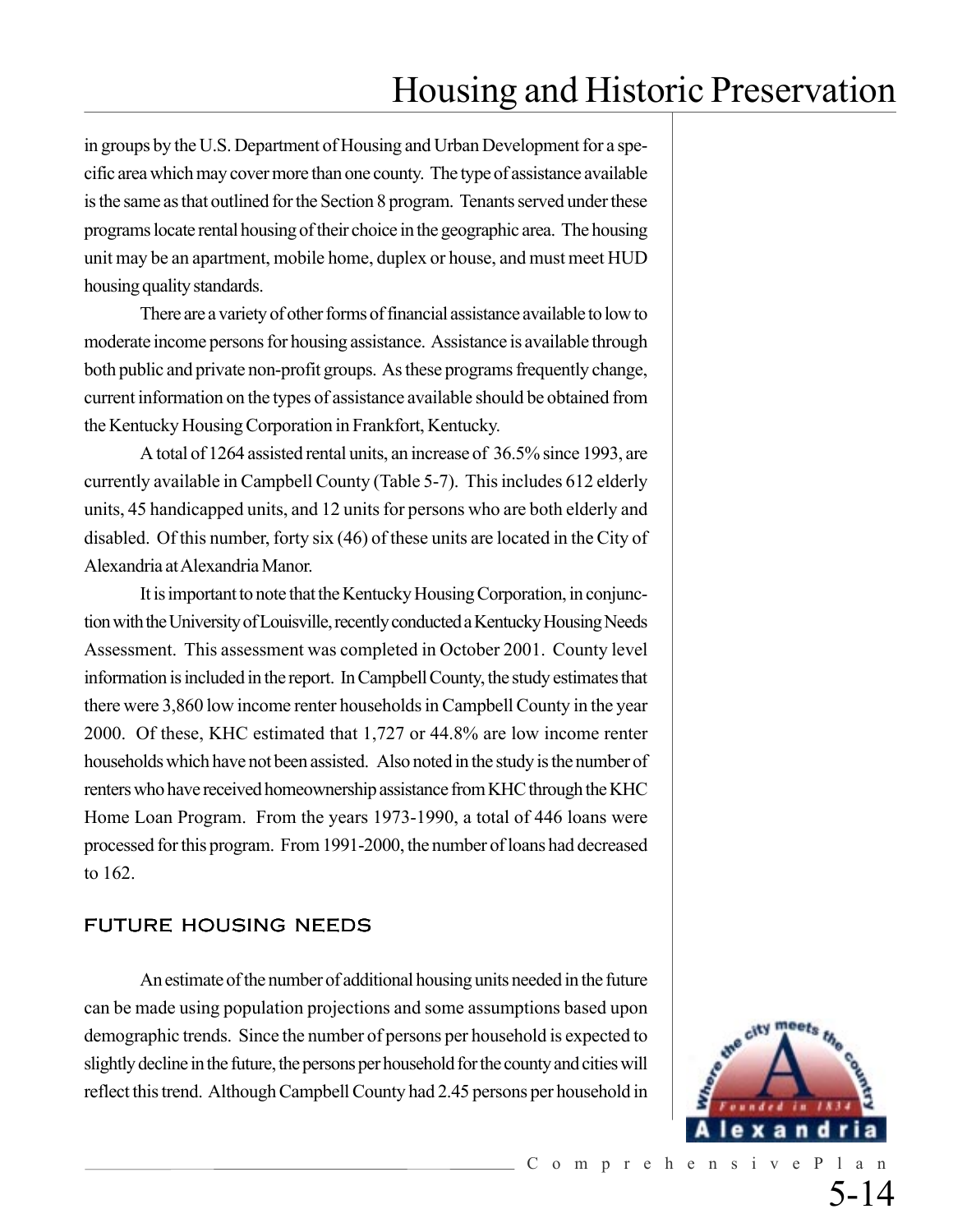in groups by the U.S. Department of Housing and Urban Development for a specific area which may cover more than one county. The type of assistance available is the same as that outlined for the Section 8 program. Tenants served under these programs locate rental housing of their choice in the geographic area. The housing unit may be an apartment, mobile home, duplex or house, and must meet HUD housing quality standards.

There are a variety of other forms of financial assistance available to low to moderate income persons for housing assistance. Assistance is available through both public and private non-profit groups. As these programs frequently change, current information on the types of assistance available should be obtained from the Kentucky Housing Corporation in Frankfort, Kentucky.

A total of 1264 assisted rental units, an increase of 36.5% since 1993, are currently available in Campbell County (Table 5-7). This includes 612 elderly units, 45 handicapped units, and 12 units for persons who are both elderly and disabled. Of this number, forty six (46) of these units are located in the City of Alexandria at Alexandria Manor.

It is important to note that the Kentucky Housing Corporation, in conjunction with the University of Louisville, recently conducted a Kentucky Housing Needs Assessment. This assessment was completed in October 2001. County level information is included in the report. In Campbell County, the study estimates that there were 3,860 low income renter households in Campbell County in the year 2000. Of these, KHC estimated that 1,727 or 44.8% are low income renter households which have not been assisted. Also noted in the study is the number of renters who have received homeownership assistance from KHC through the KHC Home Loan Program. From the years 1973-1990, a total of 446 loans were processed for this program. From 1991-2000, the number of loans had decreased to 162.

## FUTURE HOUSING NEEDS

An estimate of the number of additional housing units needed in the future can be made using population projections and some assumptions based upon demographic trends. Since the number of persons per household is expected to slightly decline in the future, the persons per household for the county and cities will reflect this trend. Although Campbell County had 2.45 persons per household in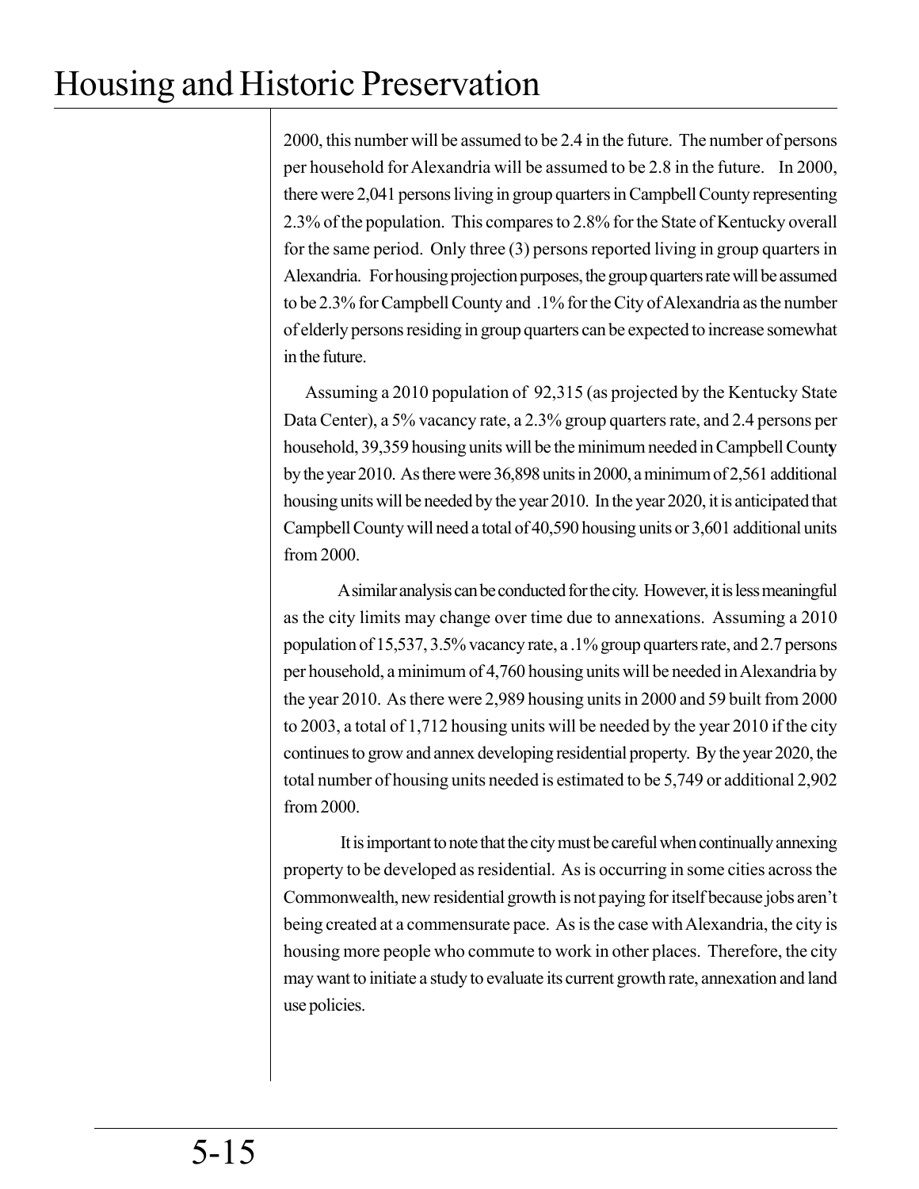2000, this number will be assumed to be 2.4 in the future. The number of persons per household for Alexandria will be assumed to be 2.8 in the future. In 2000, there were 2,041 persons living in group quarters in Campbell County representing 2.3% of the population. This compares to 2.8% for the State of Kentucky overall for the same period. Only three (3) persons reported living in group quarters in Alexandria. For housing projection purposes, the group quarters rate will be assumed to be 2.3% for Campbell County and .1% for the City of Alexandria as the number of elderly persons residing in group quarters can be expected to increase somewhat in the future.

Assuming a 2010 population of 92,315 (as projected by the Kentucky State Data Center), a 5% vacancy rate, a 2.3% group quarters rate, and 2.4 persons per household, 39,359 housing units will be the minimum needed in Campbell County by the year 2010. As there were 36,898 units in 2000, a minimum of 2,561 additional housing units will be needed by the year 2010. In the year 2020, it is anticipated that Campbell County will need a total of 40,590 housing units or 3,601 additional units from 2000.

A similar analysis can be conducted for the city. However, it is less meaningful as the city limits may change over time due to annexations. Assuming a 2010 population of 15,537, 3.5% vacancy rate, a .1% group quarters rate, and 2.7 persons per household, a minimum of 4,760 housing units will be needed in Alexandria by the year 2010. As there were 2,989 housing units in 2000 and 59 built from 2000 to 2003, a total of 1,712 housing units will be needed by the year 2010 if the city continues to grow and annex developing residential property. By the year 2020, the total number of housing units needed is estimated to be 5,749 or additional 2,902 from 2000.

It is important to note that the city must be careful when continually annexing property to be developed as residential. As is occurring in some cities across the Commonwealth, new residential growth is not paying for itself because jobs aren't being created at a commensurate pace. As is the case with Alexandria, the city is housing more people who commute to work in other places. Therefore, the city may want to initiate a study to evaluate its current growth rate, annexation and land use policies.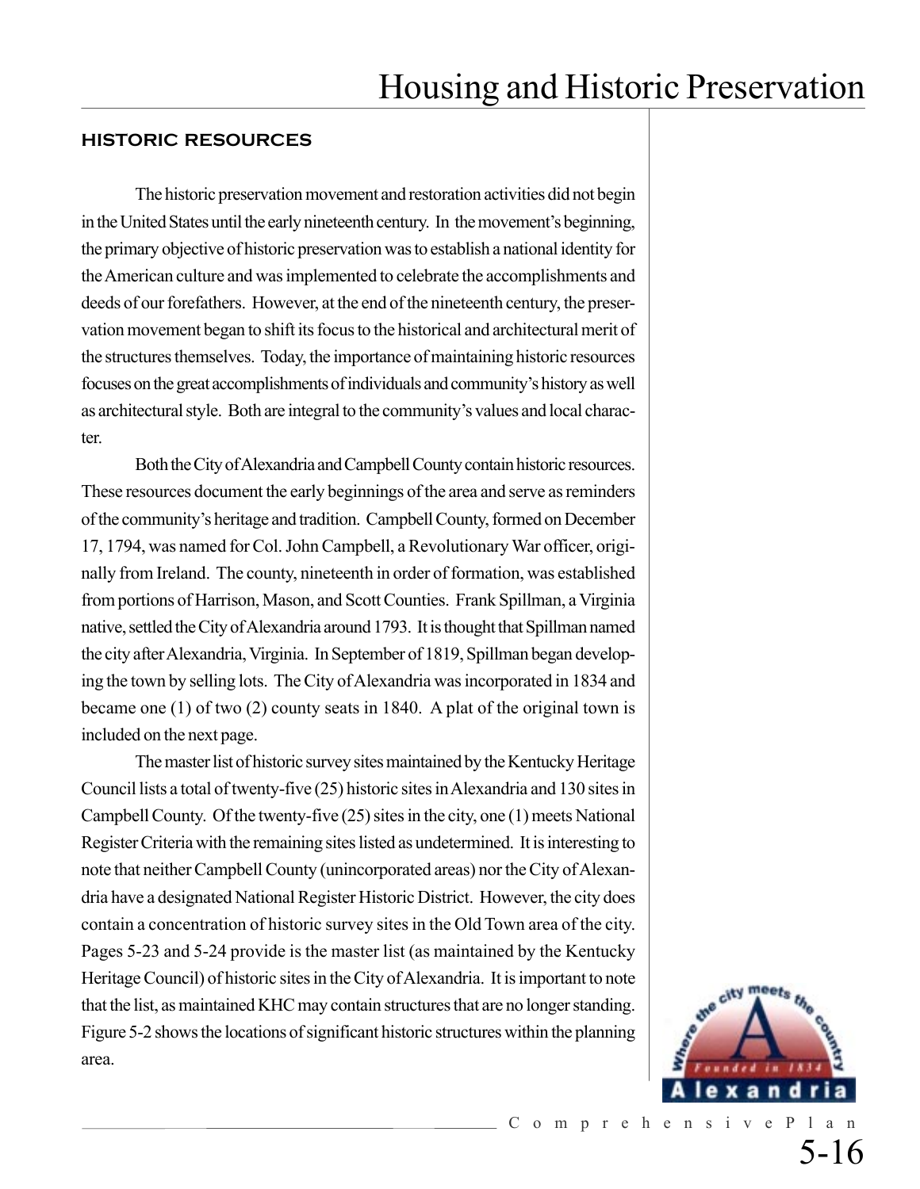## HISTORIC RESOURCES

The historic preservation movement and restoration activities did not begin in the United States until the early nineteenth century. In the movement's beginning, the primary objective of historic preservation was to establish a national identity for the American culture and was implemented to celebrate the accomplishments and deeds of our forefathers. However, at the end of the nineteenth century, the preservation movement began to shift its focus to the historical and architectural merit of the structures themselves. Today, the importance of maintaining historic resources focuses on the great accomplishments of individuals and community's history as well as architectural style. Both are integral to the community's values and local character.

Both the City of Alexandria and Campbell County contain historic resources. These resources document the early beginnings of the area and serve as reminders of the community's heritage and tradition. Campbell County, formed on December 17, 1794, was named for Col. John Campbell, a Revolutionary War officer, originally from Ireland. The county, nineteenth in order of formation, was established from portions of Harrison, Mason, and Scott Counties. Frank Spillman, a Virginia native, settled the City of Alexandria around 1793. It is thought that Spillman named the city after Alexandria, Virginia. In September of 1819, Spillman began developing the town by selling lots. The City of Alexandria was incorporated in 1834 and became one (1) of two (2) county seats in 1840. A plat of the original town is included on the next page.

The master list of historic survey sites maintained by the Kentucky Heritage Council lists a total of twenty-five (25) historic sites in Alexandria and 130 sites in Campbell County. Of the twenty-five (25) sites in the city, one (1) meets National Register Criteria with the remaining sites listed as undetermined. It is interesting to note that neither Campbell County (unincorporated areas) nor the City of Alexandria have a designated National Register Historic District. However, the city does contain a concentration of historic survey sites in the Old Town area of the city. Pages 5-23 and 5-24 provide is the master list (as maintained by the Kentucky Heritage Council) of historic sites in the City of Alexandria. It is important to note that the list, as maintained KHC may contain structures that are no longer standing. Figure 5-2 shows the locations of significant historic structures within the planning area.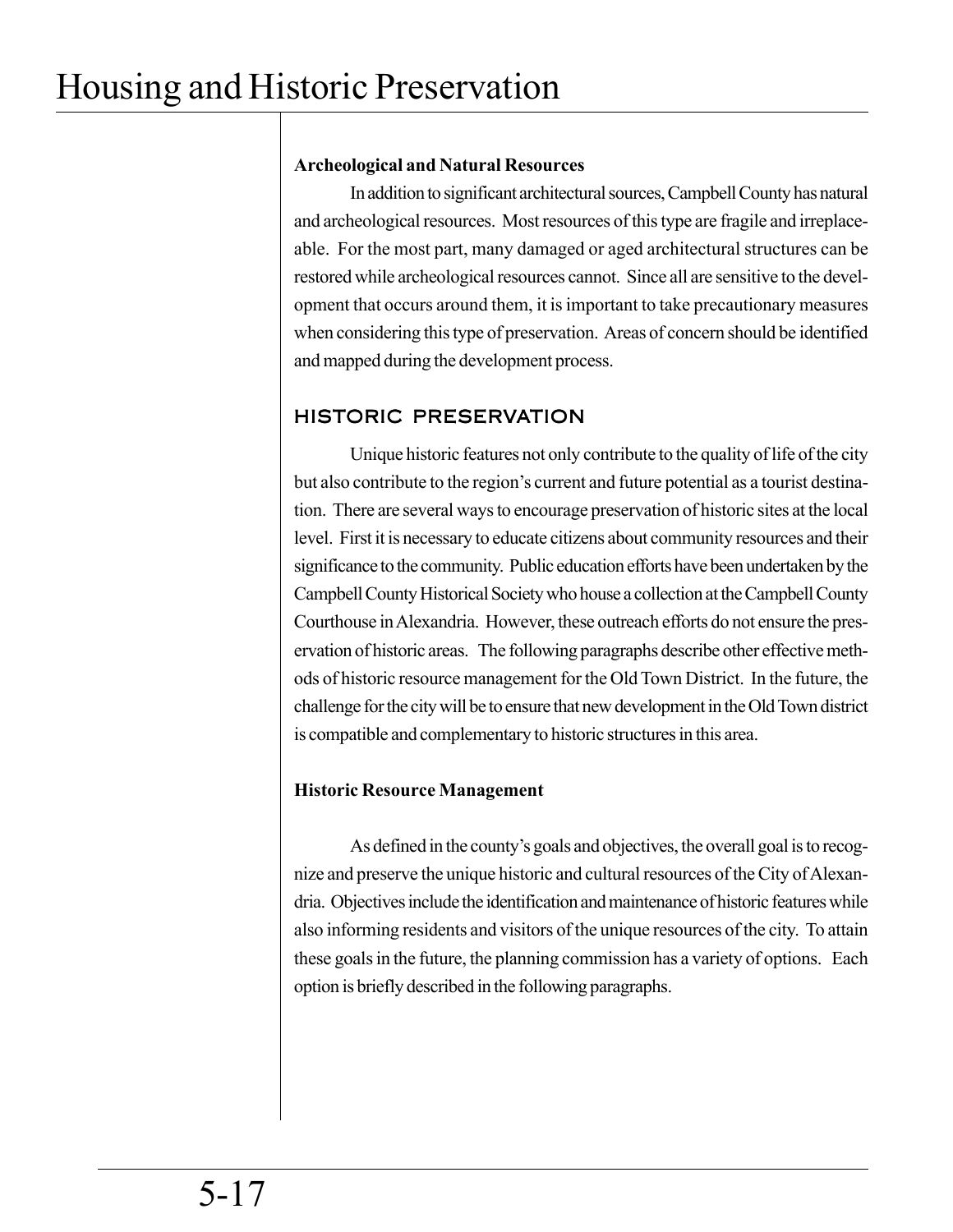#### Archeological and Natural Resources

In addition to significant architectural sources, Campbell County has natural and archeological resources. Most resources of this type are fragile and irreplaceable. For the most part, many damaged or aged architectural structures can be restored while archeological resources cannot. Since all are sensitive to the development that occurs around them, it is important to take precautionary measures when considering this type of preservation. Areas of concern should be identified and mapped during the development process.

### HISTORIC PRESERVATION

Unique historic features not only contribute to the quality of life of the city but also contribute to the region's current and future potential as a tourist destination. There are several ways to encourage preservation of historic sites at the local level. First it is necessary to educate citizens about community resources and their significance to the community. Public education efforts have been undertaken by the Campbell County Historical Society who house a collection at the Campbell County Courthouse in Alexandria. However, these outreach efforts do not ensure the preservation of historic areas. The following paragraphs describe other effective methods of historic resource management for the Old Town District. In the future, the challenge for the city will be to ensure that new development in the Old Town district is compatible and complementary to historic structures in this area.

#### Historic Resource Management

As defined in the county's goals and objectives, the overall goal is to recognize and preserve the unique historic and cultural resources of the City of Alexandria. Objectives include the identification and maintenance of historic features while also informing residents and visitors of the unique resources of the city. To attain these goals in the future, the planning commission has a variety of options. Each option is briefly described in the following paragraphs.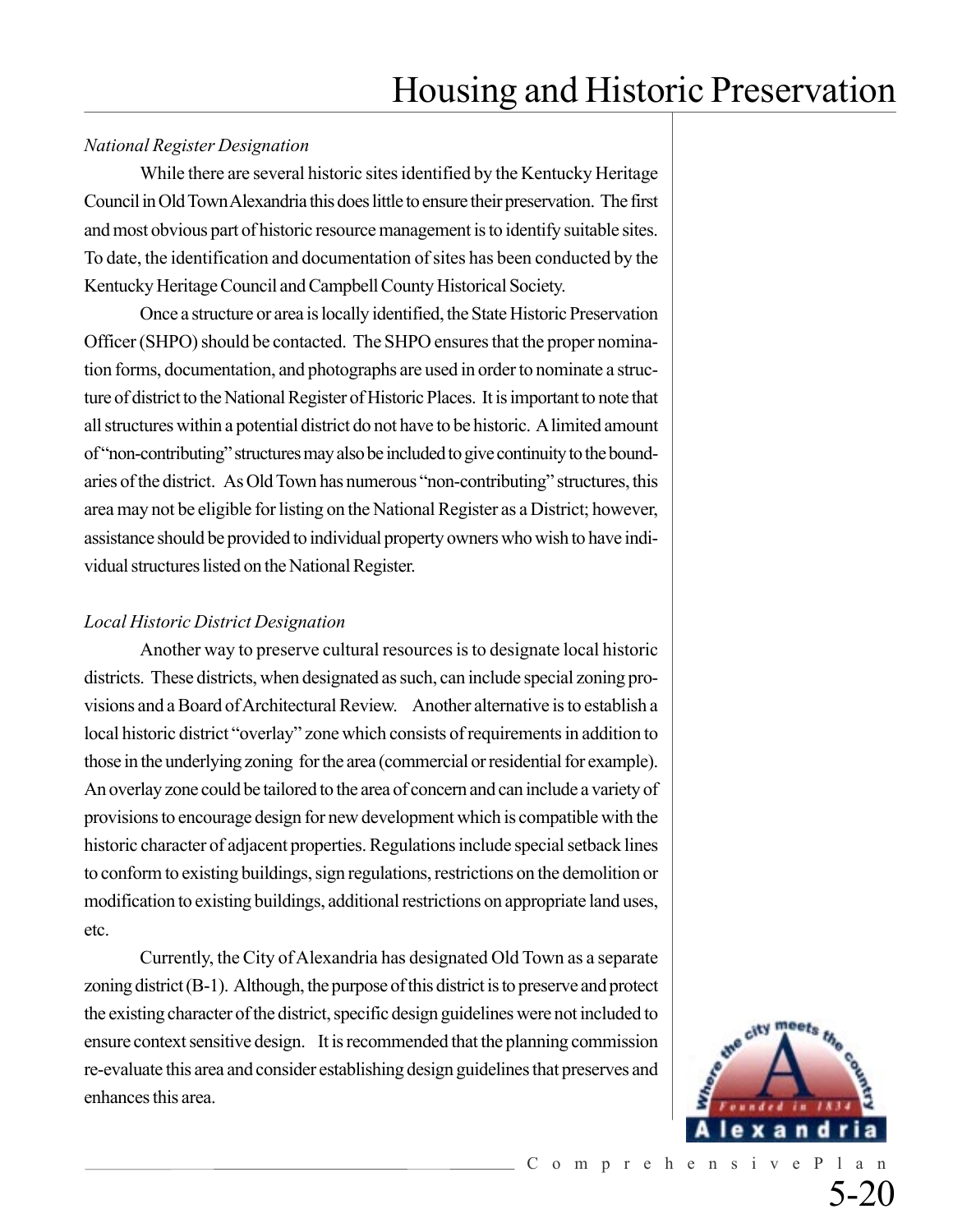*National Register Designation*

While there are several historic sites identified by the Kentucky Heritage Council in Old Town Alexandria this does little to ensure their preservation. The first and most obvious part of historic resource management is to identify suitable sites. To date, the identification and documentation of sites has been conducted by the Kentucky Heritage Council and Campbell County Historical Society.

Once a structure or area is locally identified, the State Historic Preservation Officer (SHPO) should be contacted. The SHPO ensures that the proper nomination forms, documentation, and photographs are used in order to nominate a structure of district to the National Register of Historic Places. It is important to note that all structures within a potential district do not have to be historic. A limited amount of "non-contributing" structures may also be included to give continuity to the boundaries of the district. As Old Town has numerous "non-contributing" structures, this area may not be eligible for listing on the National Register as a District; however, assistance should be provided to individual property owners who wish to have individual structures listed on the National Register.

*Local Historic District Designation*

Another way to preserve cultural resources is to designate local historic districts. These districts, when designated as such, can include special zoning provisions and a Board of Architectural Review. Another alternative is to establish a local historic district "overlay" zone which consists of requirements in addition to those in the underlying zoning for the area (commercial or residential for example). An overlay zone could be tailored to the area of concern and can include a variety of provisions to encourage design for new development which is compatible with the historic character of adjacent properties. Regulations include special setback lines to conform to existing buildings, sign regulations, restrictions on the demolition or modification to existing buildings, additional restrictions on appropriate land uses, etc.

Currently, the City of Alexandria has designated Old Town as a separate zoning district (B-1). Although, the purpose of this district is to preserve and protect the existing character of the district, specific design guidelines were not included to ensure context sensitive design. It is recommended that the planning commission re-evaluate this area and consider establishing design guidelines that preserves and enhances this area.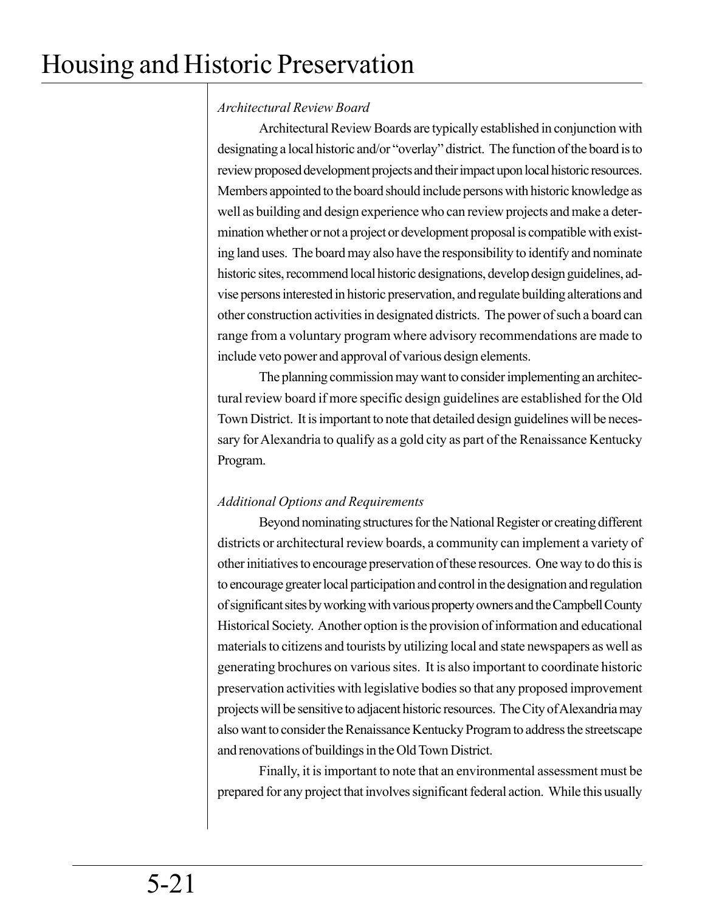*Architectural Review Board*

Architectural Review Boards are typically established in conjunction with designating a local historic and/or "overlay" district. The function of the board is to review proposed development projects and their impact upon local historic resources. Members appointed to the board should include persons with historic knowledge as well as building and design experience who can review projects and make a determination whether or not a project or development proposal is compatible with existing land uses. The board may also have the responsibility to identify and nominate historic sites, recommend local historic designations, develop design guidelines, advise persons interested in historic preservation, and regulate building alterations and other construction activities in designated districts. The power of such a board can range from a voluntary program where advisory recommendations are made to include veto power and approval of various design elements.

The planning commission may want to consider implementing an architectural review board if more specific design guidelines are established for the Old Town District. It is important to note that detailed design guidelines will be necessary for Alexandria to qualify as a gold city as part of the Renaissance Kentucky Program.

*Additional Options and Requirements*

Beyond nominating structures for the National Register or creating different districts or architectural review boards, a community can implement a variety of other initiatives to encourage preservation of these resources. One way to do this is to encourage greater local participation and control in the designation and regulation of significant sites by working with various property owners and the Campbell County Historical Society. Another option is the provision of information and educational materials to citizens and tourists by utilizing local and state newspapers as well as generating brochures on various sites. It is also important to coordinate historic preservation activities with legislative bodies so that any proposed improvement projects will be sensitive to adjacent historic resources. The City of Alexandria may also want to consider the Renaissance Kentucky Program to address the streetscape and renovations of buildings in the Old Town District.

Finally, it is important to note that an environmental assessment must be prepared for any project that involves significant federal action. While this usually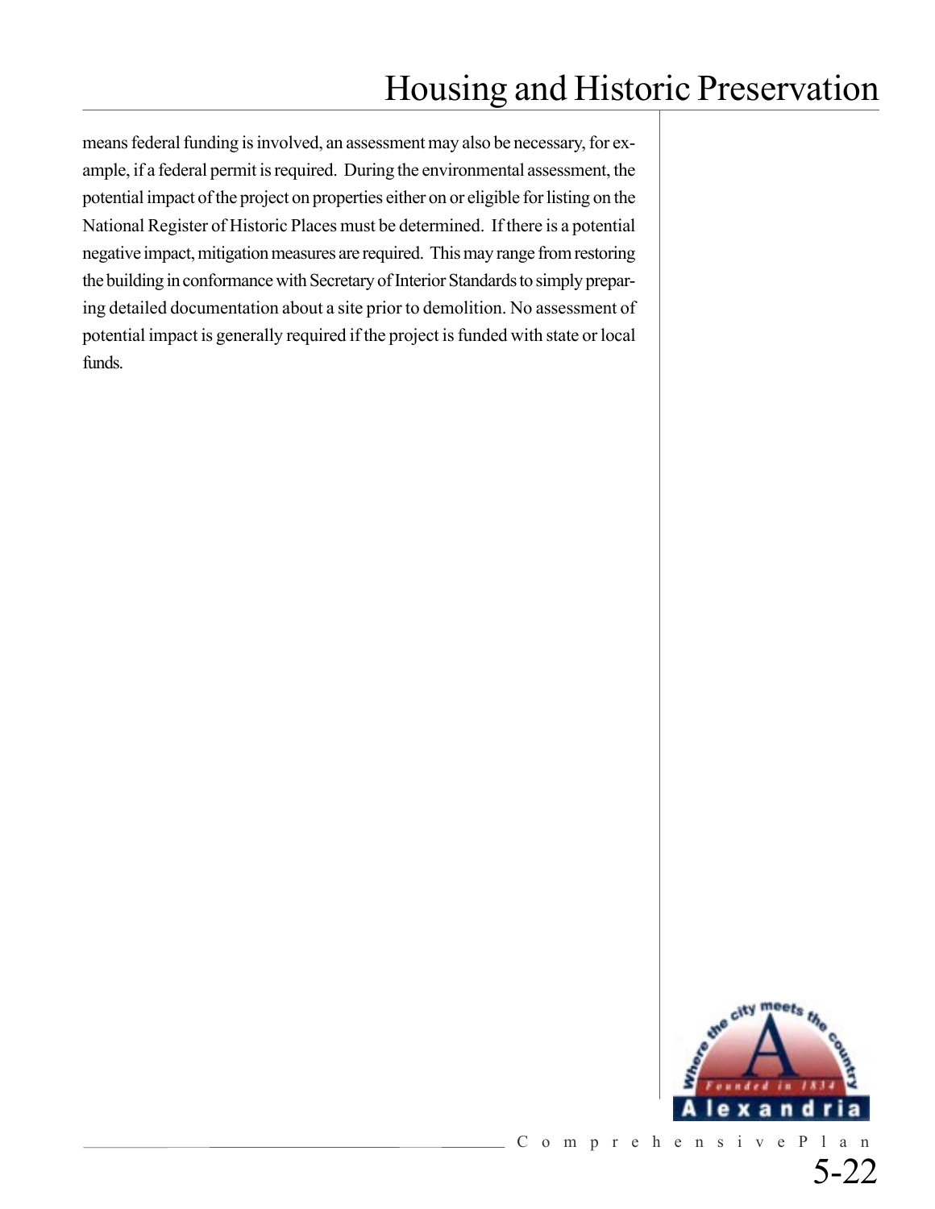means federal funding is involved, an assessment may also be necessary, for example, if a federal permit is required. During the environmental assessment, the potential impact of the project on properties either on or eligible for listing on the National Register of Historic Places must be determined. If there is a potential negative impact, mitigation measures are required. This may range from restoring the building in conformance with Secretary of Interior Standards to simply preparing detailed documentation about a site prior to demolition. No assessment of potential impact is generally required if the project is funded with state or local funds.